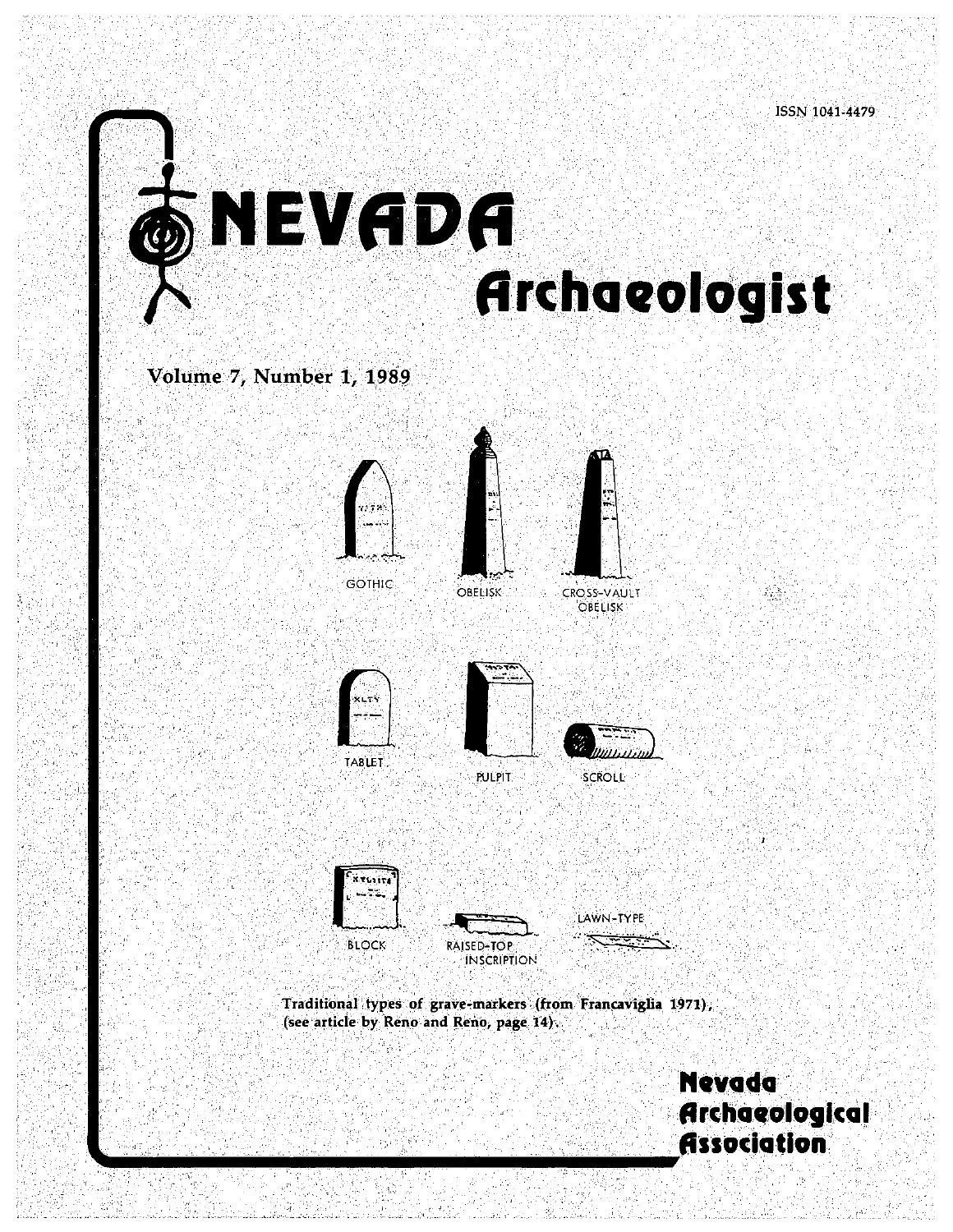ISSN 1041-4479

# NEVADA Archaeologist

Volume 7, Number 1, 1989

GOTHIC

OBELISK

CROSS-VAULT OBELISK

TABLET

PULPIT

SCROLL

BLOCK

RAISED-TOP INSCRIPTION

LAWN-TYPE

Traditional types of grave-markers (from Francaviglia 1971), (see article by Reno and Reno, page 14).

**Nevada Archaeological Association**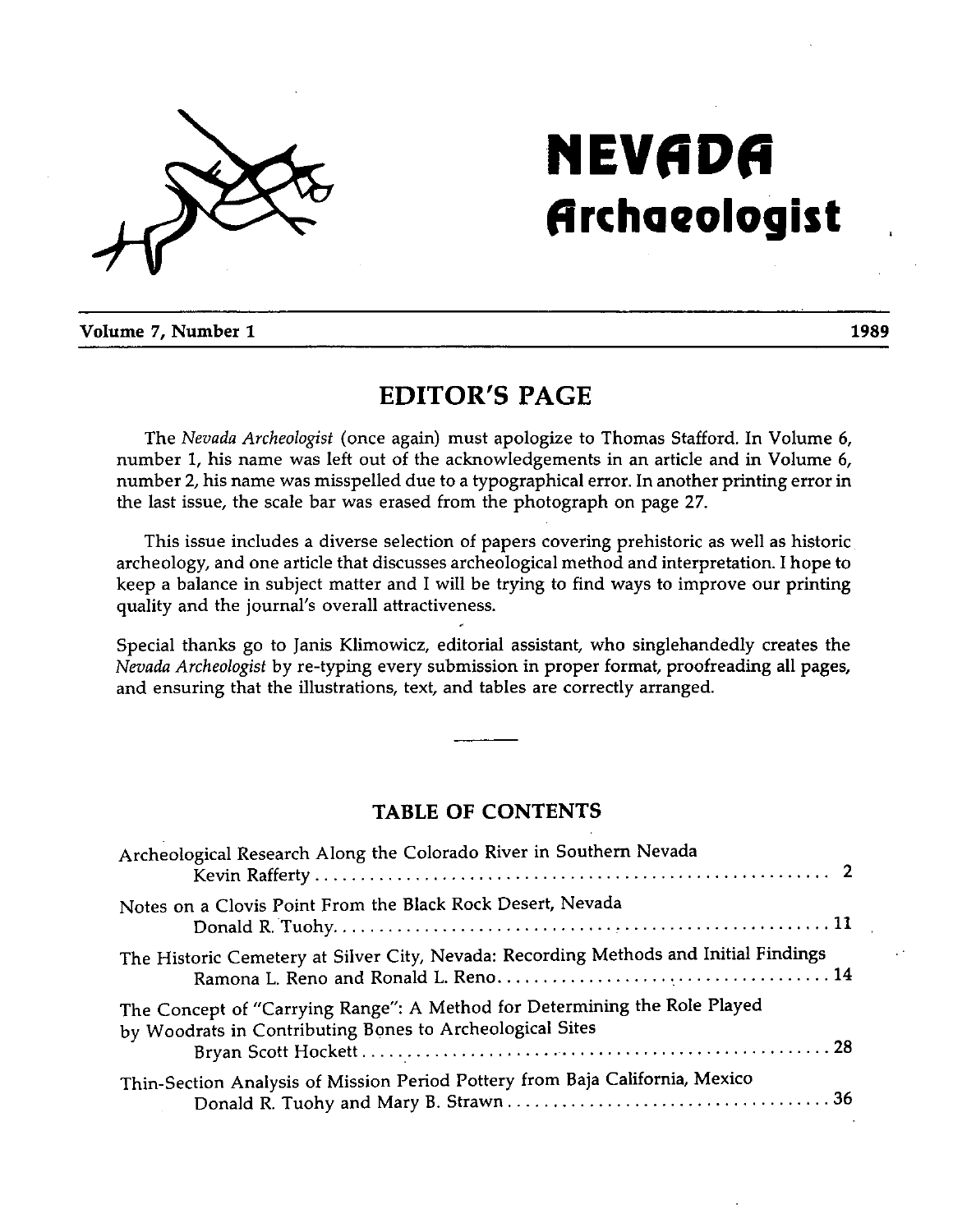# NEVADA Archaeologist

**Volume 7, Number 1** **1989**

## EDITOR'S PAGE

The *Nevada Archeologist* (once again) must apologize to Thomas Stafford. In Volume 6, number 1, his name was left out of the acknowledgements in an article and in Volume 6, number 2, his name was misspelled due to a typographical error. In another printing error in the last issue, the scale bar was erased from the photograph on page 27.

This issue includes a diverse selection of papers covering prehistoric as well as historic archeology, and one article that discusses archeological method and interpretation. I hope to keep a balance in subject matter and I will be trying to find ways to improve our printing quality and the journal's overall attractiveness.

Special thanks go to Janis Klimowicz, editorial assistant, who singlehandedly creates the *Nevada Archeologist* by re-typing every submission in proper format, proofreading all pages, and ensuring that the illustrations, text, and tables are correctly arranged.

---

### TABLE OF CONTENTS

Archeological Research Along the Colorado River in Southern Nevada
Kevin Rafferty .......... 2

Notes on a Clovis Point From the Black Rock Desert, Nevada
Donald R. Tuohy .......... 11

The Historic Cemetery at Silver City, Nevada: Recording Methods and Initial Findings
Ramona L. Reno and Ronald L. Reno .......... 14

The Concept of "Carrying Range": A Method for Determining the Role Played by Woodrats in Contributing Bones to Archeological Sites
Bryan Scott Hockett .......... 28

Thin-Section Analysis of Mission Period Pottery from Baja California, Mexico
Donald R. Tuohy and Mary B. Strawn .......... 36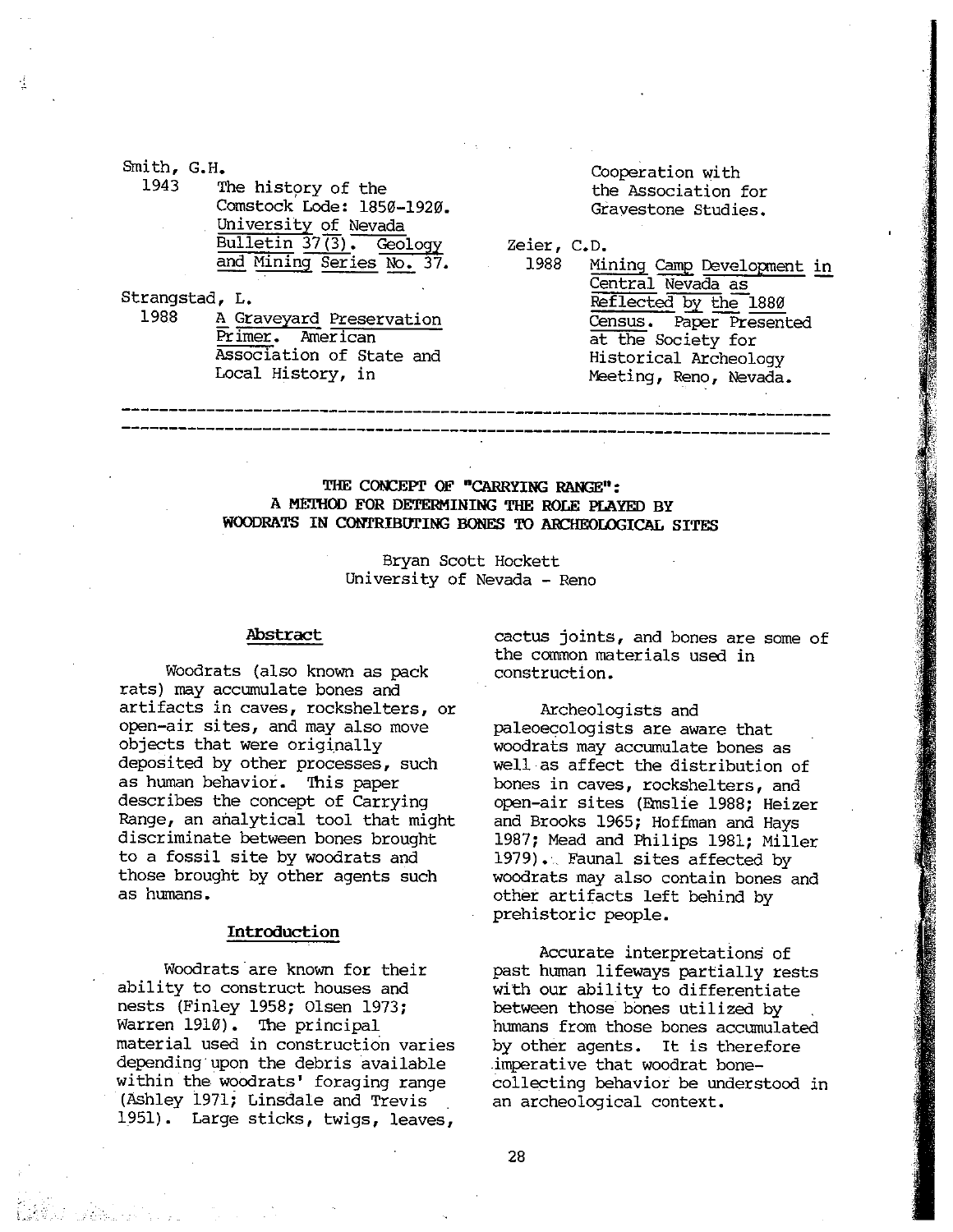Smith, G.H.
1943 The history of the Comstock Lode: 1850-1920. University of Nevada Bulletin 37(3). Geology and Mining Series No. 37.

Strangstad, L.
1988 A Graveyard Preservation Primer. American Association of State and Local History, in Cooperation with the Association for Gravestone Studies.

Zeier, C.D.
1988 Mining Camp Development in Central Nevada as Reflected by the 1880 Census. Paper Presented at the Society for Historical Archeology Meeting, Reno, Nevada.

---

# THE CONCEPT OF "CARRYING RANGE": A METHOD FOR DETERMINING THE ROLE PLAYED BY WOODRATS IN CONTRIBUTING BONES TO ARCHEOLOGICAL SITES

Bryan Scott Hockett
University of Nevada - Reno

## Abstract

Woodrats (also known as pack rats) may accumulate bones and artifacts in caves, rockshelters, or open-air sites, and may also move objects that were originally deposited by other processes, such as human behavior. This paper describes the concept of Carrying Range, an analytical tool that might discriminate between bones brought to a fossil site by woodrats and those brought by other agents such as humans.

## Introduction

Woodrats are known for their ability to construct houses and nests (Finley 1958; Olsen 1973; Warren 1910). The principal material used in construction varies depending upon the debris available within the woodrats' foraging range (Ashley 1971; Linsdale and Trevis 1951). Large sticks, twigs, leaves, cactus joints, and bones are some of the common materials used in construction.

Archeologists and paleoecologists are aware that woodrats may accumulate bones as well as affect the distribution of bones in caves, rockshelters, and open-air sites (Emslie 1988; Heizer and Brooks 1965; Hoffman and Hays 1987; Mead and Philips 1981; Miller 1979). Faunal sites affected by woodrats may also contain bones and other artifacts left behind by prehistoric people.

Accurate interpretations of past human lifeways partially rests with our ability to differentiate between those bones utilized by humans from those bones accumulated by other agents. It is therefore imperative that woodrat bone-collecting behavior be understood in an archeological context.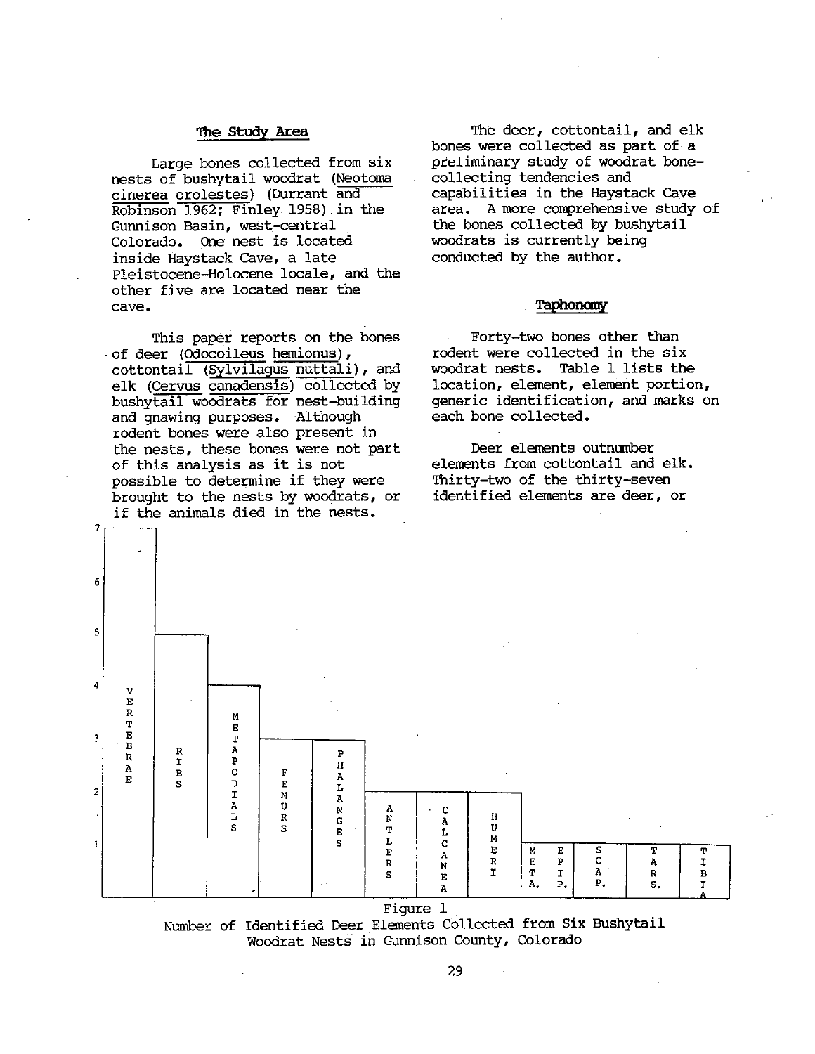## The Study Area

Large bones collected from six nests of bushytail woodrat (Neotoma cinerea orolestes) (Durrant and Robinson 1962; Finley 1958) in the Gunnison Basin, west-central Colorado. One nest is located inside Haystack Cave, a late Pleistocene-Holocene locale, and the other five are located near the cave.

This paper reports on the bones of deer (Odocoileus hemionus), cottontail (Sylvilagus nuttali), and elk (Cervus canadensis) collected by bushytail woodrats for nest-building and gnawing purposes. Although rodent bones were also present in the nests, these bones were not part of this analysis as it is not possible to determine if they were brought to the nests by woodrats, or if the animals died in the nests.

The deer, cottontail, and elk bones were collected as part of a preliminary study of woodrat bone-collecting tendencies and capabilities in the Haystack Cave area. A more comprehensive study of the bones collected by bushytail woodrats is currently being conducted by the author.

## Taphonomy

Forty-two bones other than rodent were collected in the six woodrat nests. Table 1 lists the location, element, element portion, generic identification, and marks on each bone collected.

Deer elements outnumber elements from cottontail and elk. Thirty-two of the thirty-seven identified elements are deer, or

Figure 1
Number of Identified Deer Elements Collected from Six Bushytail Woodrat Nests in Gunnison County, Colorado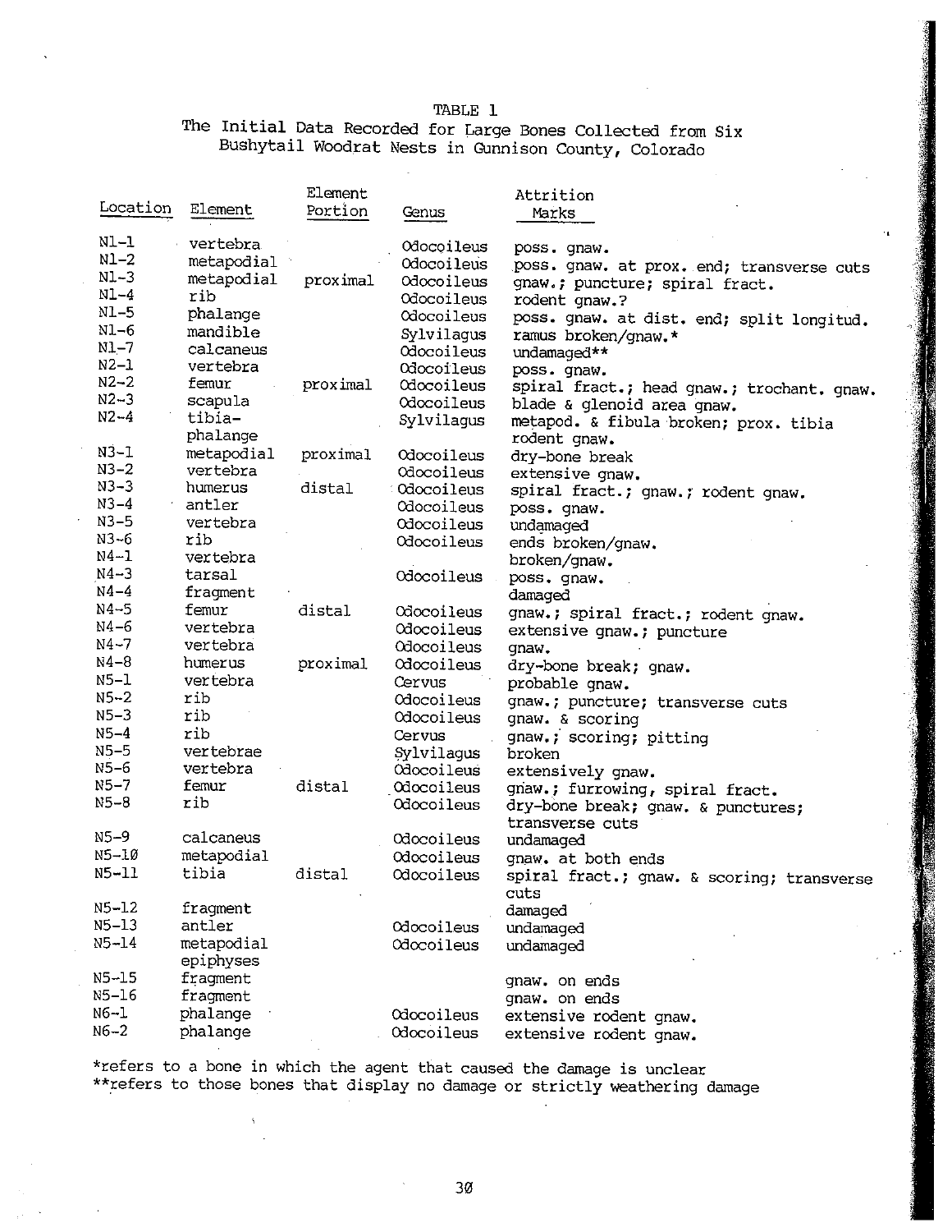TABLE 1

The Initial Data Recorded for Large Bones Collected from Six Bushytail Woodrat Nests in Gunnison County, Colorado

| Location | Element | Element Portion | Genus | Attrition Marks |
|---|---|---|---|---|
| N1-1 | vertebra | | Odocoileus | poss. gnaw. |
| N1-2 | metapodial | | Odocoileus | poss. gnaw. at prox. end; transverse cuts |
| N1-3 | metapodial | proximal | Odocoileus | gnaw.; puncture; spiral fract. |
| N1-4 | rib | | Odocoileus | rodent gnaw.? |
| N1-5 | phalange | | Odocoileus | poss. gnaw. at dist. end; split longitud. |
| N1-6 | mandible | | Sylvilagus | ramus broken/gnaw.* |
| N1-7 | calcaneus | | Odocoileus | undamaged** |
| N2-1 | vertebra | | Odocoileus | poss. gnaw. |
| N2-2 | femur | proximal | Odocoileus | spiral fract.; head gnaw.; trochant. gnaw. |
| N2-3 | scapula | | Odocoileus | blade & glenoid area gnaw. |
| N2-4 | tibia-phalange | | Sylvilagus | metapod. & fibula broken; prox. tibia rodent gnaw. |
| N3-1 | metapodial | proximal | Odocoileus | dry-bone break |
| N3-2 | vertebra | | Odocoileus | extensive gnaw. |
| N3-3 | humerus | distal | Odocoileus | spiral fract.; gnaw.; rodent gnaw. |
| N3-4 | antler | | Odocoileus | poss. gnaw. |
| N3-5 | vertebra | | Odocoileus | undamaged |
| N3-6 | rib | | Odocoileus | ends broken/gnaw. |
| N4-1 | vertebra | | | broken/gnaw. |
| N4-3 | tarsal | | Odocoileus | poss. gnaw. |
| N4-4 | fragment | | | damaged |
| N4-5 | femur | distal | Odocoileus | gnaw.; spiral fract.; rodent gnaw. |
| N4-6 | vertebra | | Odocoileus | extensive gnaw.; puncture |
| N4-7 | vertebra | | Odocoileus | gnaw. |
| N4-8 | humerus | proximal | Odocoileus | dry-bone break; gnaw. |
| N5-1 | vertebra | | Cervus | probable gnaw. |
| N5-2 | rib | | Odocoileus | gnaw.; puncture; transverse cuts |
| N5-3 | rib | | Odocoileus | gnaw. & scoring |
| N5-4 | rib | | Cervus | gnaw.; scoring; pitting |
| N5-5 | vertebrae | | Sylvilagus | broken |
| N5-6 | vertebra | | Odocoileus | extensively gnaw. |
| N5-7 | femur | distal | Odocoileus | gnaw.; furrowing, spiral fract. |
| N5-8 | rib | | Odocoileus | dry-bone break; gnaw. & punctures; transverse cuts |
| N5-9 | calcaneus | | Odocoileus | undamaged |
| N5-10 | metapodial | | Odocoileus | gnaw. at both ends |
| N5-11 | tibia | distal | Odocoileus | spiral fract.; gnaw. & scoring; transverse cuts |
| N5-12 | fragment | | | damaged |
| N5-13 | antler | | Odocoileus | undamaged |
| N5-14 | metapodial epiphyses | | Odocoileus | undamaged |
| N5-15 | fragment | | | gnaw. on ends |
| N5-16 | fragment | | | gnaw. on ends |
| N6-1 | phalange | | Odocoileus | extensive rodent gnaw. |
| N6-2 | phalange | | Odocoileus | extensive rodent gnaw. |

*refers to a bone in which the agent that caused the damage is unclear

**refers to those bones that display no damage or strictly weathering damage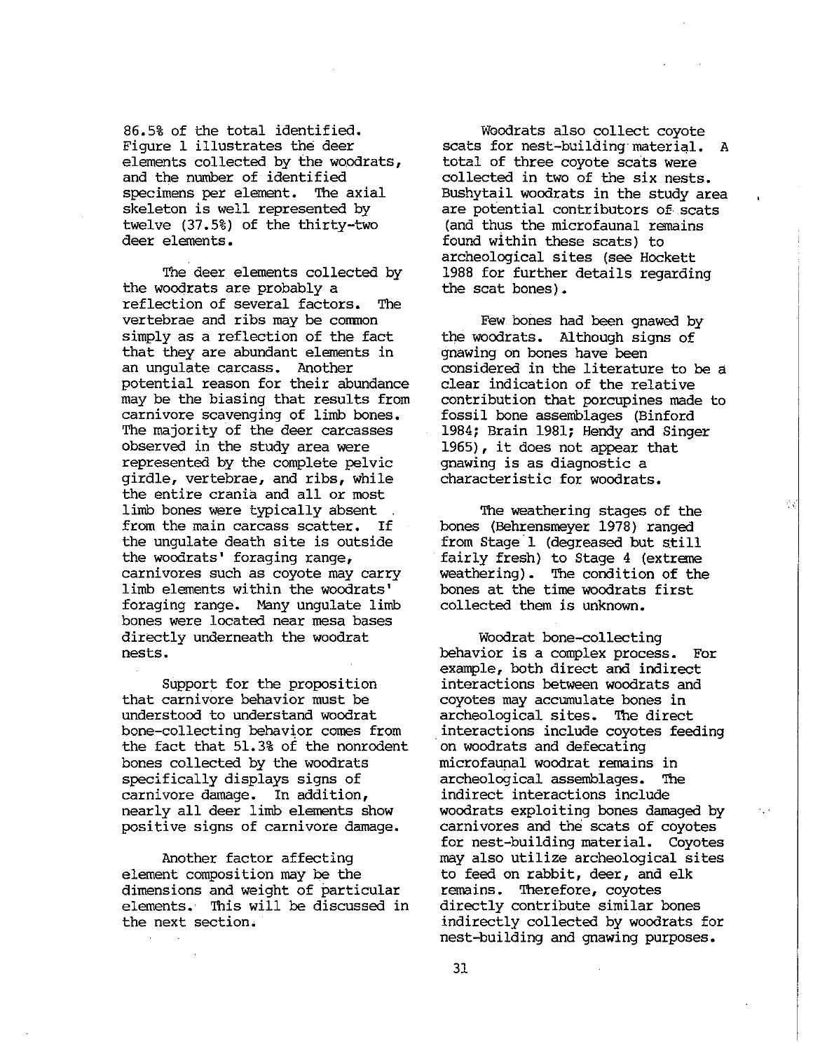86.5% of the total identified. Figure 1 illustrates the deer elements collected by the woodrats, and the number of identified specimens per element. The axial skeleton is well represented by twelve (37.5%) of the thirty-two deer elements.

The deer elements collected by the woodrats are probably a reflection of several factors. The vertebrae and ribs may be common simply as a reflection of the fact that they are abundant elements in an ungulate carcass. Another potential reason for their abundance may be the biasing that results from carnivore scavenging of limb bones. The majority of the deer carcasses observed in the study area were represented by the complete pelvic girdle, vertebrae, and ribs, while the entire crania and all or most limb bones were typically absent from the main carcass scatter. If the ungulate death site is outside the woodrats' foraging range, carnivores such as coyote may carry limb elements within the woodrats' foraging range. Many ungulate limb bones were located near mesa bases directly underneath the woodrat nests.

Support for the proposition that carnivore behavior must be understood to understand woodrat bone-collecting behavior comes from the fact that 51.3% of the nonrodent bones collected by the woodrats specifically displays signs of carnivore damage. In addition, nearly all deer limb elements show positive signs of carnivore damage.

Another factor affecting element composition may be the dimensions and weight of particular elements. This will be discussed in the next section.

Woodrats also collect coyote scats for nest-building material. A total of three coyote scats were collected in two of the six nests. Bushytail woodrats in the study area are potential contributors of scats (and thus the microfaunal remains found within these scats) to archeological sites (see Hockett 1988 for further details regarding the scat bones).

Few bones had been gnawed by the woodrats. Although signs of gnawing on bones have been considered in the literature to be a clear indication of the relative contribution that porcupines made to fossil bone assemblages (Binford 1984; Brain 1981; Hendy and Singer 1965), it does not appear that gnawing is as diagnostic a characteristic for woodrats.

The weathering stages of the bones (Behrensmeyer 1978) ranged from Stage 1 (degreased but still fairly fresh) to Stage 4 (extreme weathering). The condition of the bones at the time woodrats first collected them is unknown.

Woodrat bone-collecting behavior is a complex process. For example, both direct and indirect interactions between woodrats and coyotes may accumulate bones in archeological sites. The direct interactions include coyotes feeding on woodrats and defecating microfaunal woodrat remains in archeological assemblages. The indirect interactions include woodrats exploiting bones damaged by carnivores and the scats of coyotes for nest-building material. Coyotes may also utilize archeological sites to feed on rabbit, deer, and elk remains. Therefore, coyotes directly contribute similar bones indirectly collected by woodrats for nest-building and gnawing purposes.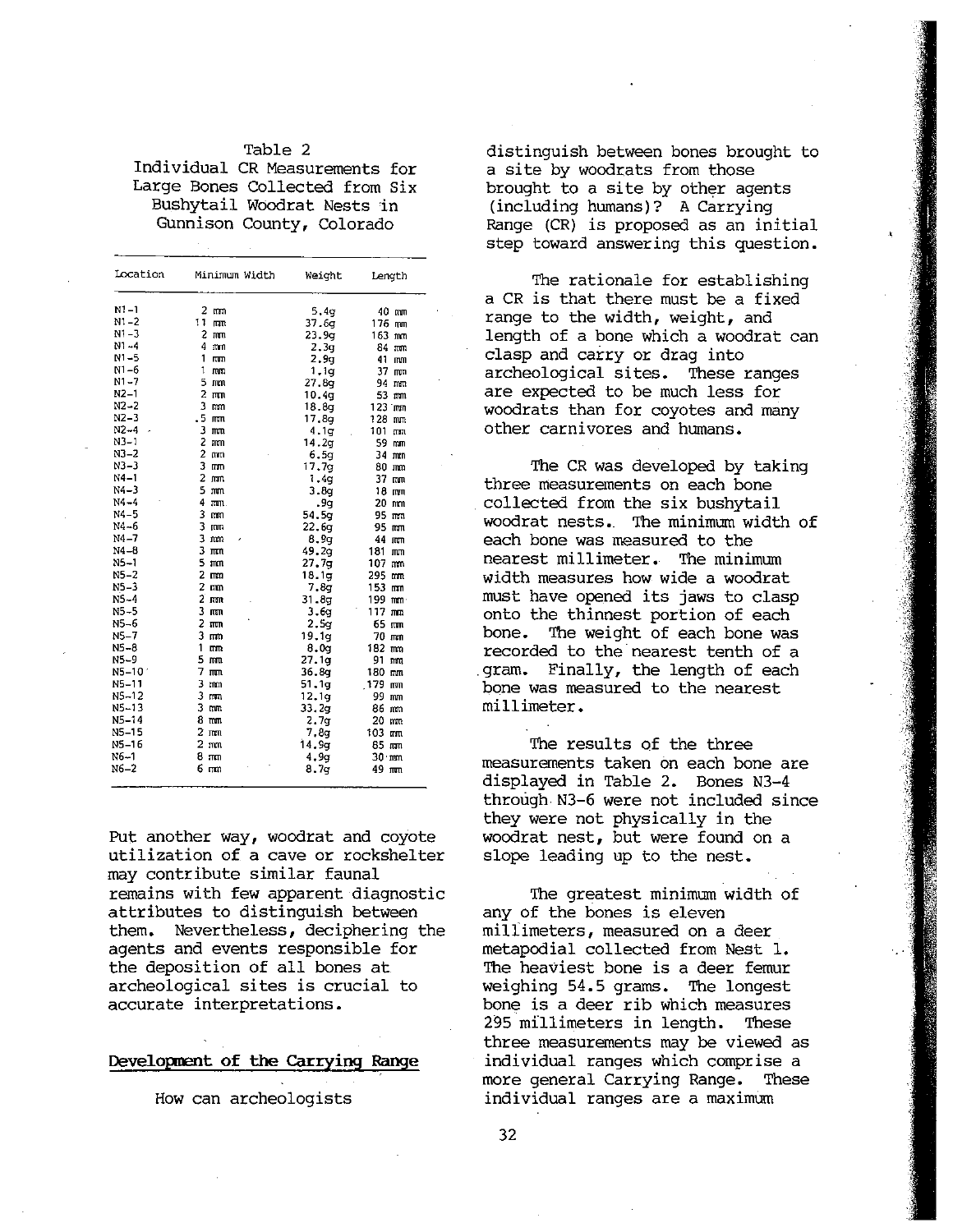Table 2
Individual CR Measurements for Large Bones Collected from Six Bushytail Woodrat Nests in Gunnison County, Colorado

| Location | Minimum Width | Weight | Length |
|---|---|---|---|
| N1-1 | 2 mm | 5.4g | 40 mm |
| N1-2 | 11 mm | 37.6g | 176 mm |
| N1-3 | 2 mm | 23.9g | 163 mm |
| N1-4 | 4 mm | 2.3g | 84 mm |
| N1-5 | 1 mm | 2.9g | 41 mm |
| N1-6 | 1 mm | 1.1g | 37 mm |
| N1-7 | 5 mm | 27.8g | 94 mm |
| N2-1 | 2 mm | 10.4g | 53 mm |
| N2-2 | 3 mm | 18.8g | 123 mm |
| N2-3 | .5 mm | 17.8g | 128 mm |
| N2-4 | 3 mm | 4.1g | 101 mm |
| N3-1 | 2 mm | 14.2g | 59 mm |
| N3-2 | 2 mm | 6.5g | 34 mm |
| N3-3 | 3 mm | 17.7g | 80 mm |
| N4-1 | 2 mm | 1.4g | 37 mm |
| N4-3 | 5 mm | 3.8g | 18 mm |
| N4-4 | 4 mm | .9g | 20 mm |
| N4-5 | 3 mm | 54.5g | 95 mm |
| N4-6 | 3 mm | 22.6g | 95 mm |
| N4-7 | 3 mm | 8.9g | 44 mm |
| N4-8 | 3 mm | 49.2g | 181 mm |
| N5-1 | 5 mm | 27.7g | 107 mm |
| N5-2 | 2 mm | 18.1g | 295 mm |
| N5-3 | 2 mm | 7.8g | 153 mm |
| N5-4 | 2 mm | 31.8g | 199 mm |
| N5-5 | 3 mm | 3.6g | 117 mm |
| N5-6 | 2 mm | 2.5g | 65 mm |
| N5-7 | 3 mm | 19.1g | 70 mm |
| N5-8 | 1 mm | 8.0g | 182 mm |
| N5-9 | 5 mm | 27.1g | 91 mm |
| N5-10 | 7 mm | 36.8g | 180 mm |
| N5-11 | 3 mm | 51.1g | 179 mm |
| N5-12 | 3 mm | 12.1g | 99 mm |
| N5-13 | 3 mm | 33.2g | 86 mm |
| N5-14 | 8 mm | 2.7g | 20 mm |
| N5-15 | 2 mm | 7.8g | 103 mm |
| N5-16 | 2 mm | 14.9g | 85 mm |
| N6-1 | 8 mm | 4.9g | 30 mm |
| N6-2 | 6 mm | 8.7g | 49 mm |

Put another way, woodrat and coyote utilization of a cave or rockshelter may contribute similar faunal remains with few apparent diagnostic attributes to distinguish between them. Nevertheless, deciphering the agents and events responsible for the deposition of all bones at archeological sites is crucial to accurate interpretations.

## Development of the Carrying Range

How can archeologists distinguish between bones brought to a site by woodrats from those brought to a site by other agents (including humans)? A Carrying Range (CR) is proposed as an initial step toward answering this question.

The rationale for establishing a CR is that there must be a fixed range to the width, weight, and length of a bone which a woodrat can clasp and carry or drag into archeological sites. These ranges are expected to be much less for woodrats than for coyotes and many other carnivores and humans.

The CR was developed by taking three measurements on each bone collected from the six bushytail woodrat nests. The minimum width of each bone was measured to the nearest millimeter. The minimum width measures how wide a woodrat must have opened its jaws to clasp onto the thinnest portion of each bone. The weight of each bone was recorded to the nearest tenth of a gram. Finally, the length of each bone was measured to the nearest millimeter.

The results of the three measurements taken on each bone are displayed in Table 2. Bones N3-4 through N3-6 were not included since they were not physically in the woodrat nest, but were found on a slope leading up to the nest.

The greatest minimum width of any of the bones is eleven millimeters, measured on a deer metapodial collected from Nest 1. The heaviest bone is a deer femur weighing 54.5 grams. The longest bone is a deer rib which measures 295 millimeters in length. These three measurements may be viewed as individual ranges which comprise a more general Carrying Range. These individual ranges are a maximum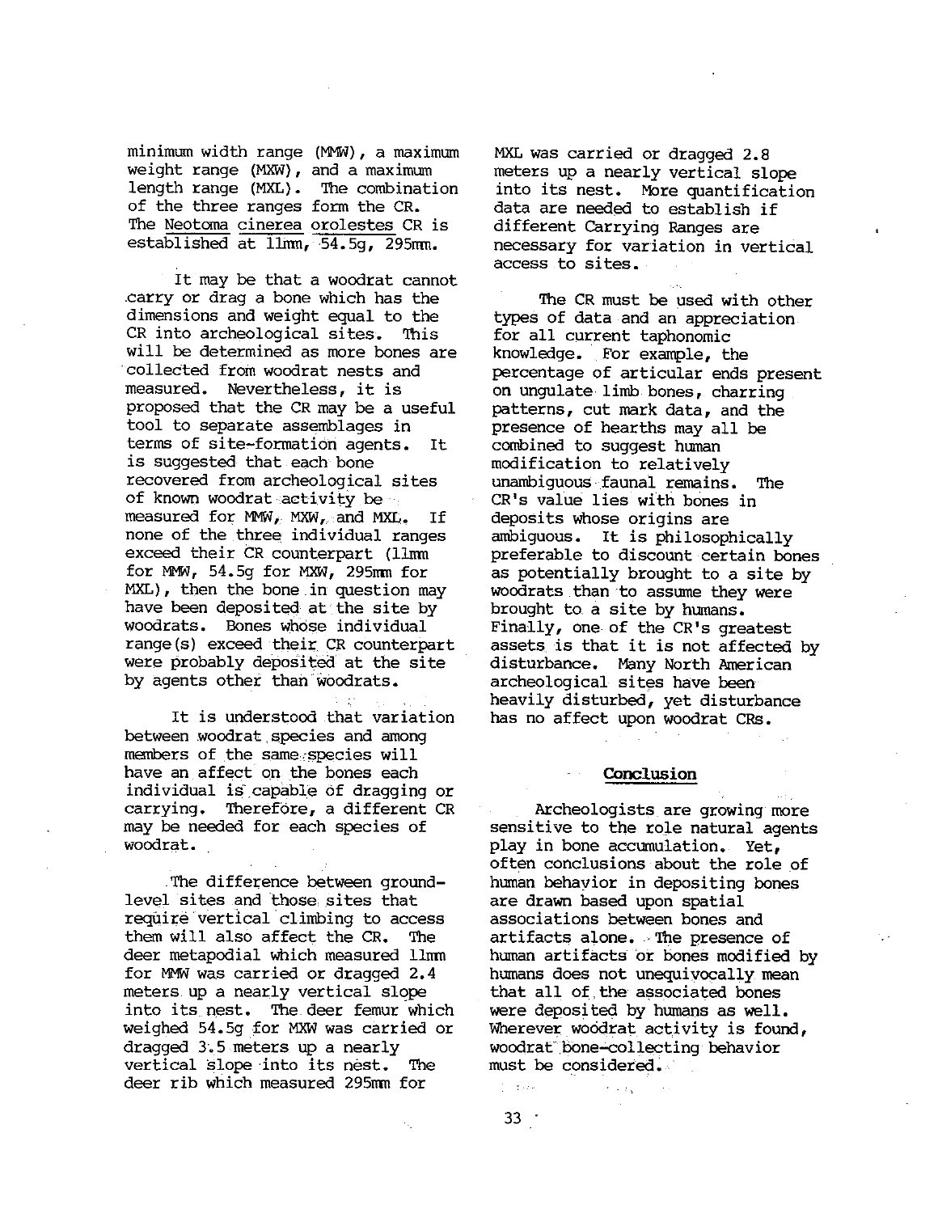minimum width range (MMW), a maximum weight range (MXW), and a maximum length range (MXL). The combination of the three ranges form the CR. The Neotoma cinerea orolestes CR is established at 11mm, 54.5g, 295mm.

It may be that a woodrat cannot carry or drag a bone which has the dimensions and weight equal to the CR into archeological sites. This will be determined as more bones are collected from woodrat nests and measured. Nevertheless, it is proposed that the CR may be a useful tool to separate assemblages in terms of site-formation agents. It is suggested that each bone recovered from archeological sites of known woodrat activity be measured for MMW, MXW, and MXL. If none of the three individual ranges exceed their CR counterpart (11mm for MMW, 54.5g for MXW, 295mm for MXL), then the bone in question may have been deposited at the site by woodrats. Bones whose individual range(s) exceed their CR counterpart were probably deposited at the site by agents other than woodrats.

It is understood that variation between woodrat species and among members of the same species will have an affect on the bones each individual is capable of dragging or carrying. Therefore, a different CR may be needed for each species of woodrat.

The difference between ground-level sites and those sites that require vertical climbing to access them will also affect the CR. The deer metapodial which measured 11mm for MMW was carried or dragged 2.4 meters up a nearly vertical slope into its nest. The deer femur which weighed 54.5g for MXW was carried or dragged 3.5 meters up a nearly vertical slope into its nest. The deer rib which measured 295mm for MXL was carried or dragged 2.8 meters up a nearly vertical slope into its nest. More quantification data are needed to establish if different Carrying Ranges are necessary for variation in vertical access to sites.

The CR must be used with other types of data and an appreciation for all current taphonomic knowledge. For example, the percentage of articular ends present on ungulate limb bones, charring patterns, cut mark data, and the presence of hearths may all be combined to suggest human modification to relatively unambiguous faunal remains. The CR's value lies with bones in deposits whose origins are ambiguous. It is philosophically preferable to discount certain bones as potentially brought to a site by woodrats than to assume they were brought to a site by humans. Finally, one of the CR's greatest assets is that it is not affected by disturbance. Many North American archeological sites have been heavily disturbed, yet disturbance has no affect upon woodrat CRs.

## Conclusion

Archeologists are growing more sensitive to the role natural agents play in bone accumulation. Yet, often conclusions about the role of human behavior in depositing bones are drawn based upon spatial associations between bones and artifacts alone. The presence of human artifacts or bones modified by humans does not unequivocally mean that all of the associated bones were deposited by humans as well. Wherever woodrat activity is found, woodrat bone-collecting behavior must be considered.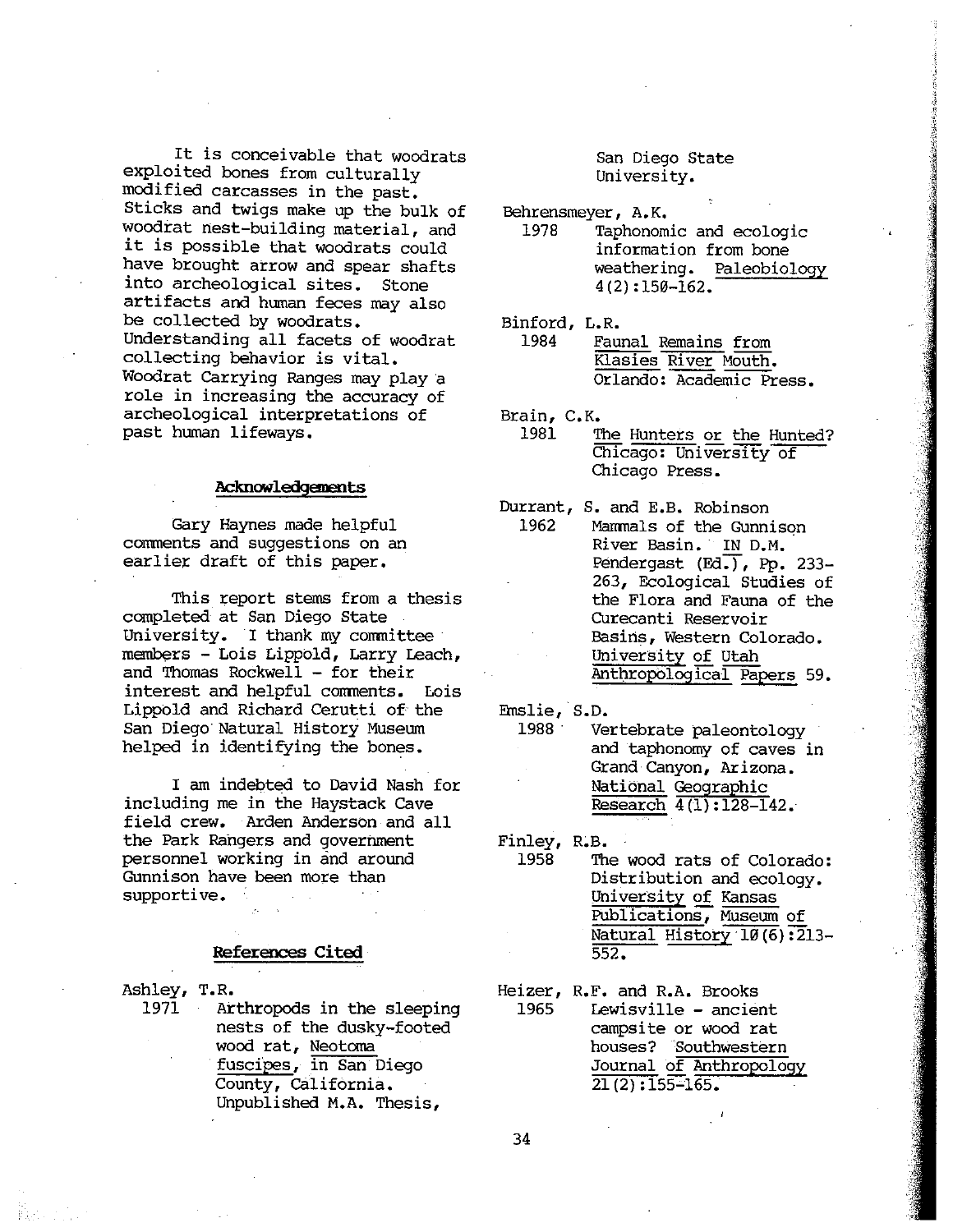It is conceivable that woodrats exploited bones from culturally modified carcasses in the past. Sticks and twigs make up the bulk of woodrat nest-building material, and it is possible that woodrats could have brought arrow and spear shafts into archeological sites. Stone artifacts and human feces may also be collected by woodrats. Understanding all facets of woodrat collecting behavior is vital. Woodrat Carrying Ranges may play a role in increasing the accuracy of archeological interpretations of past human lifeways.

## Acknowledgements

Gary Haynes made helpful comments and suggestions on an earlier draft of this paper.

This report stems from a thesis completed at San Diego State University. I thank my committee members - Lois Lippold, Larry Leach, and Thomas Rockwell - for their interest and helpful comments. Lois Lippold and Richard Cerutti of the San Diego Natural History Museum helped in identifying the bones.

I am indebted to David Nash for including me in the Haystack Cave field crew. Arden Anderson and all the Park Rangers and government personnel working in and around Gunnison have been more than supportive.

## References Cited

Ashley, T.R.
1971 Arthropods in the sleeping nests of the dusky-footed wood rat, Neotoma fuscipes, in San Diego County, California. Unpublished M.A. Thesis, San Diego State University.

Behrensmeyer, A.K.
1978 Taphonomic and ecologic information from bone weathering. Paleobiology 4(2):150-162.

Binford, L.R.
1984 Faunal Remains from Klasies River Mouth. Orlando: Academic Press.

Brain, C.K.
1981 The Hunters or the Hunted? Chicago: University of Chicago Press.

Durrant, S. and E.B. Robinson
1962 Mammals of the Gunnison River Basin. IN D.M. Pendergast (Ed.), Pp. 233-263, Ecological Studies of the Flora and Fauna of the Curecanti Reservoir Basins, Western Colorado. University of Utah Anthropological Papers 59.

Emslie, S.D.
1988 Vertebrate paleontology and taphonomy of caves in Grand Canyon, Arizona. National Geographic Research 4(1):128-142.

Finley, R.B.
1958 The wood rats of Colorado: Distribution and ecology. University of Kansas Publications, Museum of Natural History 10(6):213-552.

Heizer, R.F. and R.A. Brooks
1965 Lewisville - ancient campsite or wood rat houses? Southwestern Journal of Anthropology 21(2):155-165.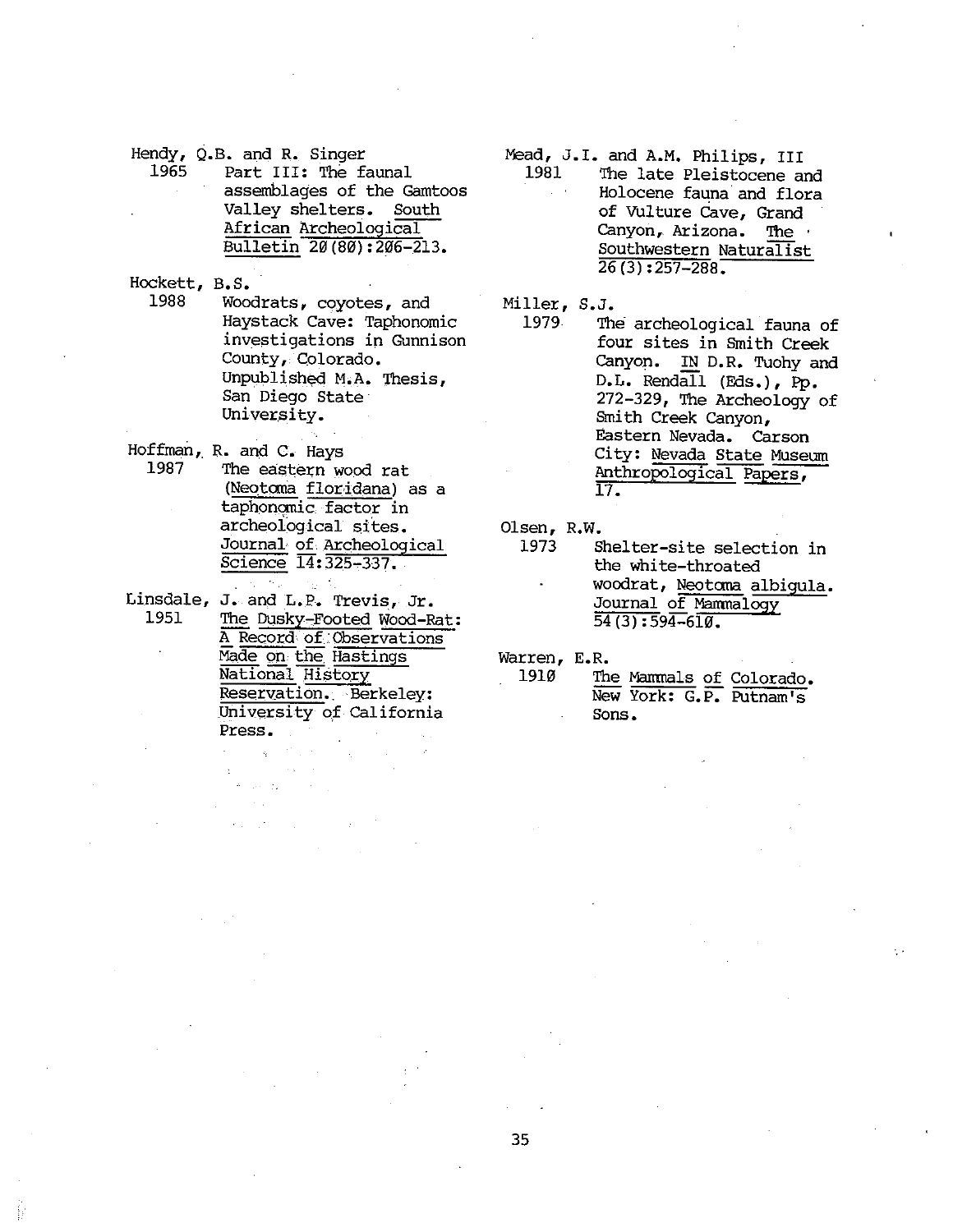Hendy, Q.B. and R. Singer
1965 Part III: The faunal assemblages of the Gamtoos Valley shelters. South African Archeological Bulletin 20(80):206-213.

Hockett, B.S.
1988 Woodrats, coyotes, and Haystack Cave: Taphonomic investigations in Gunnison County, Colorado. Unpublished M.A. Thesis, San Diego State University.

Hoffman, R. and C. Hays
1987 The eastern wood rat (Neotoma floridana) as a taphonomic factor in archeological sites. Journal of Archeological Science 14:325-337.

Linsdale, J. and L.P. Trevis, Jr.
1951 The Dusky-Footed Wood-Rat: A Record of Observations Made on the Hastings National History Reservation. Berkeley: University of California Press.

Mead, J.I. and A.M. Philips, III
1981 The late Pleistocene and Holocene fauna and flora of Vulture Cave, Grand Canyon, Arizona. The Southwestern Naturalist 26(3):257-288.

Miller, S.J.
1979 The archeological fauna of four sites in Smith Creek Canyon. IN D.R. Tuohy and D.L. Rendall (Eds.), Pp. 272-329, The Archeology of Smith Creek Canyon, Eastern Nevada. Carson City: Nevada State Museum Anthropological Papers, 17.

Olsen, R.W.
1973 Shelter-site selection in the white-throated woodrat, Neotoma albigula. Journal of Mammalogy 54(3):594-610.

Warren, E.R.
1910 The Mammals of Colorado. New York: G.P. Putnam's Sons.